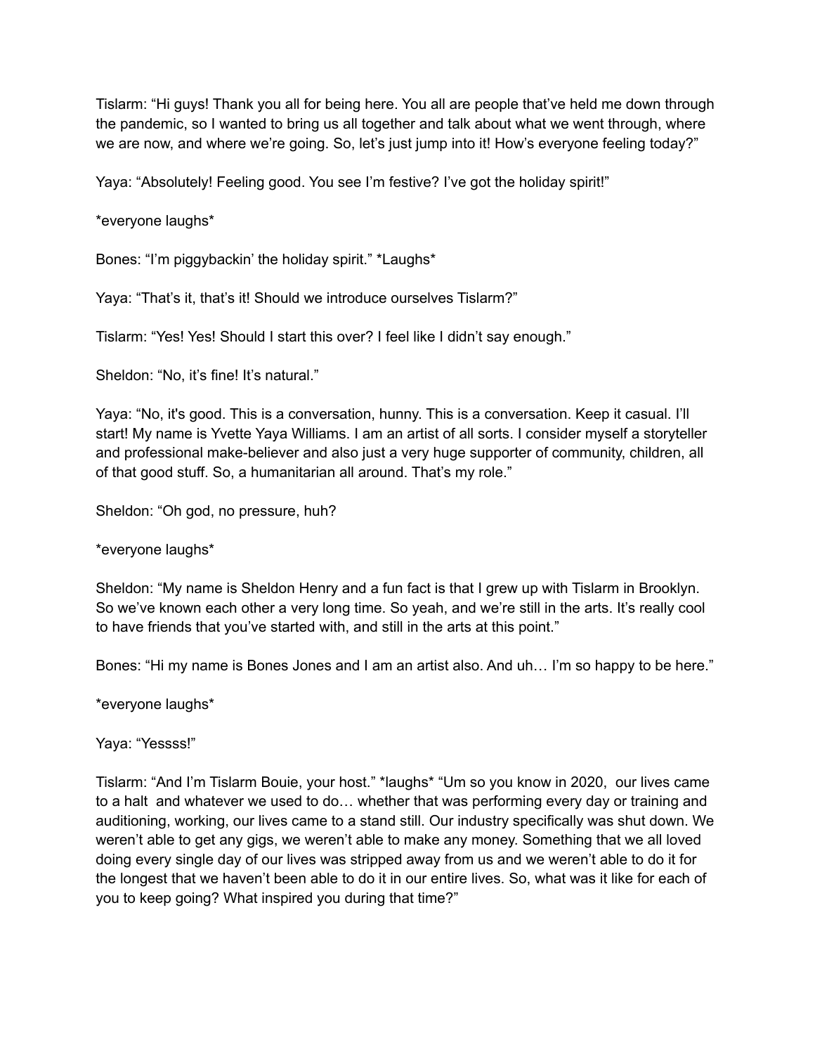Tislarm: "Hi guys! Thank you all for being here. You all are people that've held me down through the pandemic, so I wanted to bring us all together and talk about what we went through, where we are now, and where we're going. So, let's just jump into it! How's everyone feeling today?"

Yaya: "Absolutely! Feeling good. You see I'm festive? I've got the holiday spirit!"

*everyone laughs*

Bones: "I'm piggybackin' the holiday spirit." *Laughs*

Yaya: "That's it, that's it! Should we introduce ourselves Tislarm?"

Tislarm: "Yes! Yes! Should I start this over? I feel like I didn't say enough."

Sheldon: "No, it's fine! It's natural."

Yaya: "No, it's good. This is a conversation, hunny. This is a conversation. Keep it casual. I'll start! My name is Yvette Yaya Williams. I am an artist of all sorts. I consider myself a storyteller and professional make-believer and also just a very huge supporter of community, children, all of that good stuff. So, a humanitarian all around. That's my role."

Sheldon: "Oh god, no pressure, huh?

*everyone laughs*

Sheldon: "My name is Sheldon Henry and a fun fact is that I grew up with Tislarm in Brooklyn. So we've known each other a very long time. So yeah, and we're still in the arts. It's really cool to have friends that you've started with, and still in the arts at this point."

Bones: "Hi my name is Bones Jones and I am an artist also. And uh… I'm so happy to be here."

*everyone laughs*

Yaya: "Yessss!"

Tislarm: "And I'm Tislarm Bouie, your host." *laughs* "Um so you know in 2020, our lives came to a halt and whatever we used to do… whether that was performing every day or training and auditioning, working, our lives came to a stand still. Our industry specifically was shut down. We weren't able to get any gigs, we weren't able to make any money. Something that we all loved doing every single day of our lives was stripped away from us and we weren't able to do it for the longest that we haven't been able to do it in our entire lives. So, what was it like for each of you to keep going? What inspired you during that time?"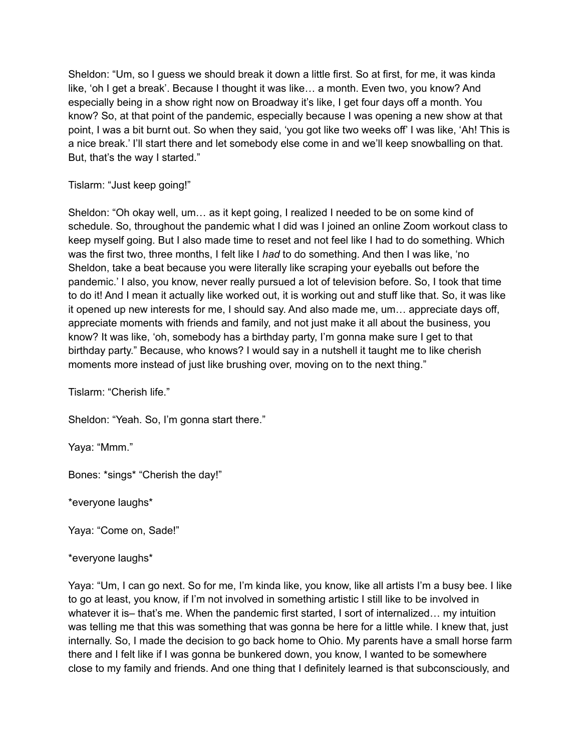Sheldon: "Um, so I guess we should break it down a little first. So at first, for me, it was kinda like, 'oh I get a break'. Because I thought it was like… a month. Even two, you know? And especially being in a show right now on Broadway it's like, I get four days off a month. You know? So, at that point of the pandemic, especially because I was opening a new show at that point, I was a bit burnt out. So when they said, 'you got like two weeks off' I was like, 'Ah! This is a nice break.' I'll start there and let somebody else come in and we'll keep snowballing on that. But, that's the way I started."

Tislarm: "Just keep going!"

Sheldon: "Oh okay well, um… as it kept going, I realized I needed to be on some kind of schedule. So, throughout the pandemic what I did was I joined an online Zoom workout class to keep myself going. But I also made time to reset and not feel like I had to do something. Which was the first two, three months, I felt like I *had* to do something. And then I was like, 'no Sheldon, take a beat because you were literally like scraping your eyeballs out before the pandemic.' I also, you know, never really pursued a lot of television before. So, I took that time to do it! And I mean it actually like worked out, it is working out and stuff like that. So, it was like it opened up new interests for me, I should say. And also made me, um… appreciate days off, appreciate moments with friends and family, and not just make it all about the business, you know? It was like, 'oh, somebody has a birthday party, I'm gonna make sure I get to that birthday party." Because, who knows? I would say in a nutshell it taught me to like cherish moments more instead of just like brushing over, moving on to the next thing."

Tislarm: "Cherish life."

Sheldon: "Yeah. So, I'm gonna start there."

Yaya: "Mmm."

Bones: *sings* "Cherish the day!"

*everyone laughs*

Yaya: "Come on, Sade!"

*everyone laughs*

Yaya: "Um, I can go next. So for me, I'm kinda like, you know, like all artists I'm a busy bee. I like to go at least, you know, if I'm not involved in something artistic I still like to be involved in whatever it is– that's me. When the pandemic first started, I sort of internalized… my intuition was telling me that this was something that was gonna be here for a little while. I knew that, just internally. So, I made the decision to go back home to Ohio. My parents have a small horse farm there and I felt like if I was gonna be bunkered down, you know, I wanted to be somewhere close to my family and friends. And one thing that I definitely learned is that subconsciously, and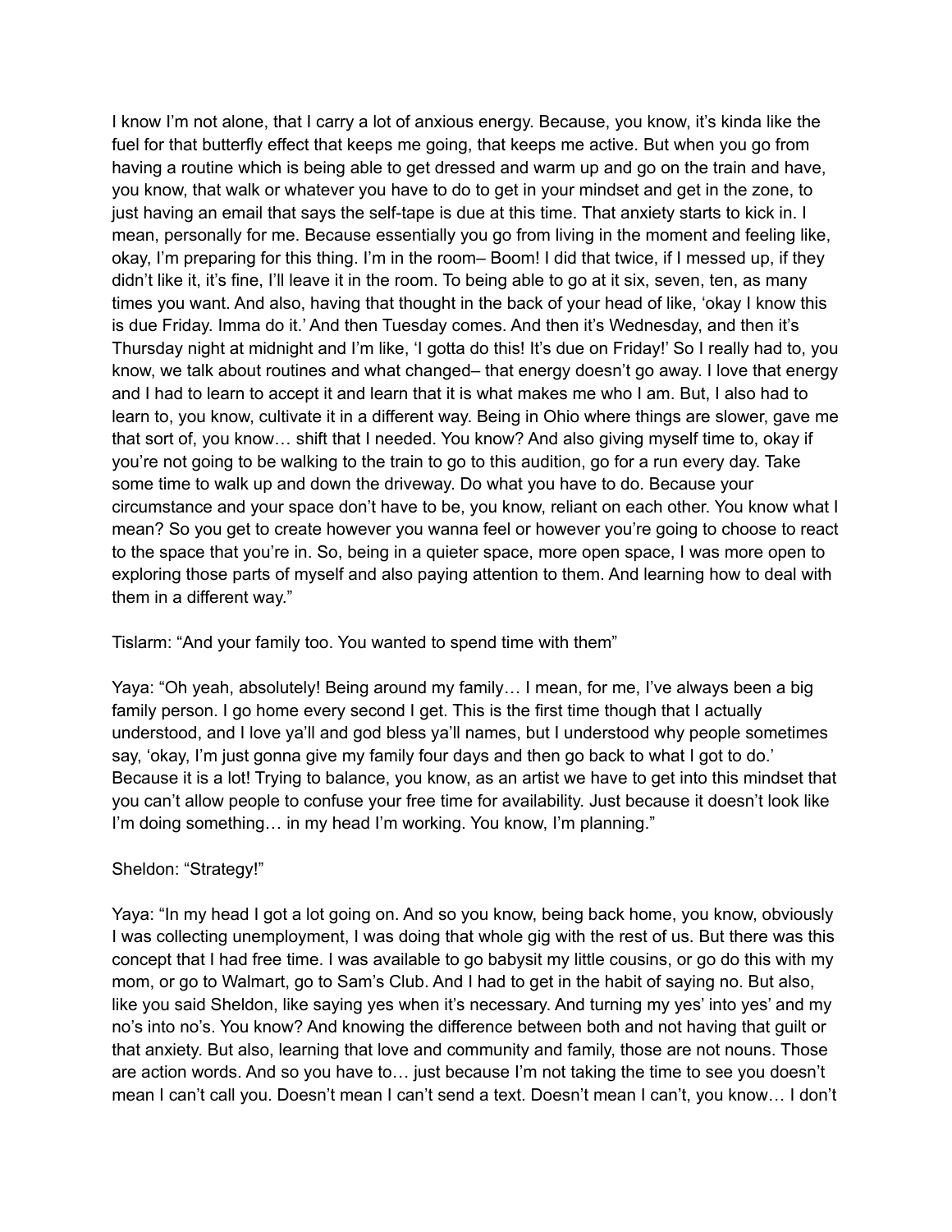I know I'm not alone, that I carry a lot of anxious energy. Because, you know, it's kinda like the fuel for that butterfly effect that keeps me going, that keeps me active. But when you go from having a routine which is being able to get dressed and warm up and go on the train and have, you know, that walk or whatever you have to do to get in your mindset and get in the zone, to just having an email that says the self-tape is due at this time. That anxiety starts to kick in. I mean, personally for me. Because essentially you go from living in the moment and feeling like, okay, I'm preparing for this thing. I'm in the room– Boom! I did that twice, if I messed up, if they didn't like it, it's fine, I'll leave it in the room. To being able to go at it six, seven, ten, as many times you want. And also, having that thought in the back of your head of like, 'okay I know this is due Friday. Imma do it.' And then Tuesday comes. And then it's Wednesday, and then it's Thursday night at midnight and I'm like, 'I gotta do this! It's due on Friday!' So I really had to, you know, we talk about routines and what changed– that energy doesn't go away. I love that energy and I had to learn to accept it and learn that it is what makes me who I am. But, I also had to learn to, you know, cultivate it in a different way. Being in Ohio where things are slower, gave me that sort of, you know… shift that I needed. You know? And also giving myself time to, okay if you're not going to be walking to the train to go to this audition, go for a run every day. Take some time to walk up and down the driveway. Do what you have to do. Because your circumstance and your space don't have to be, you know, reliant on each other. You know what I mean? So you get to create however you wanna feel or however you're going to choose to react to the space that you're in. So, being in a quieter space, more open space, I was more open to exploring those parts of myself and also paying attention to them. And learning how to deal with them in a different way."

Tislarm: "And your family too. You wanted to spend time with them"

Yaya: "Oh yeah, absolutely! Being around my family… I mean, for me, I've always been a big family person. I go home every second I get. This is the first time though that I actually understood, and I love ya'll and god bless ya'll names, but I understood why people sometimes say, 'okay, I'm just gonna give my family four days and then go back to what I got to do.' Because it is a lot! Trying to balance, you know, as an artist we have to get into this mindset that you can't allow people to confuse your free time for availability. Just because it doesn't look like I'm doing something… in my head I'm working. You know, I'm planning."

Sheldon: "Strategy!"

Yaya: "In my head I got a lot going on. And so you know, being back home, you know, obviously I was collecting unemployment, I was doing that whole gig with the rest of us. But there was this concept that I had free time. I was available to go babysit my little cousins, or go do this with my mom, or go to Walmart, go to Sam's Club. And I had to get in the habit of saying no. But also, like you said Sheldon, like saying yes when it's necessary. And turning my yes' into yes' and my no's into no's. You know? And knowing the difference between both and not having that guilt or that anxiety. But also, learning that love and community and family, those are not nouns. Those are action words. And so you have to… just because I'm not taking the time to see you doesn't mean I can't call you. Doesn't mean I can't send a text. Doesn't mean I can't, you know… I don't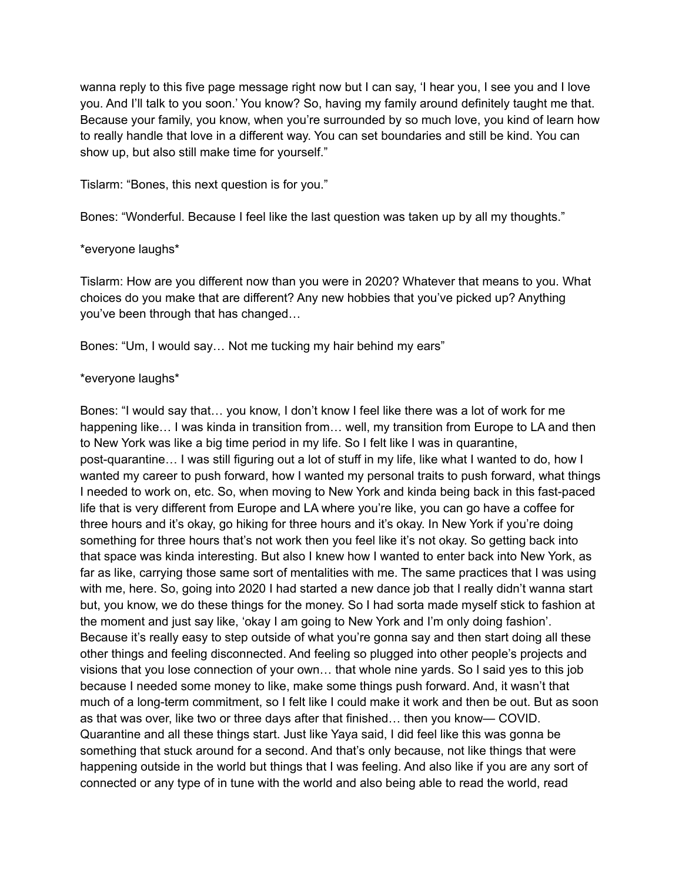wanna reply to this five page message right now but I can say, 'I hear you, I see you and I love you. And I'll talk to you soon.' You know? So, having my family around definitely taught me that. Because your family, you know, when you're surrounded by so much love, you kind of learn how to really handle that love in a different way. You can set boundaries and still be kind. You can show up, but also still make time for yourself."

Tislarm: "Bones, this next question is for you."

Bones: "Wonderful. Because I feel like the last question was taken up by all my thoughts."

*everyone laughs*

Tislarm: How are you different now than you were in 2020? Whatever that means to you. What choices do you make that are different? Any new hobbies that you've picked up? Anything you've been through that has changed…

Bones: "Um, I would say… Not me tucking my hair behind my ears"

*everyone laughs*

Bones: "I would say that… you know, I don't know I feel like there was a lot of work for me happening like… I was kinda in transition from… well, my transition from Europe to LA and then to New York was like a big time period in my life. So I felt like I was in quarantine, post-quarantine… I was still figuring out a lot of stuff in my life, like what I wanted to do, how I wanted my career to push forward, how I wanted my personal traits to push forward, what things I needed to work on, etc. So, when moving to New York and kinda being back in this fast-paced life that is very different from Europe and LA where you're like, you can go have a coffee for three hours and it's okay, go hiking for three hours and it's okay. In New York if you're doing something for three hours that's not work then you feel like it's not okay. So getting back into that space was kinda interesting. But also I knew how I wanted to enter back into New York, as far as like, carrying those same sort of mentalities with me. The same practices that I was using with me, here. So, going into 2020 I had started a new dance job that I really didn't wanna start but, you know, we do these things for the money. So I had sorta made myself stick to fashion at the moment and just say like, 'okay I am going to New York and I'm only doing fashion'. Because it's really easy to step outside of what you're gonna say and then start doing all these other things and feeling disconnected. And feeling so plugged into other people's projects and visions that you lose connection of your own… that whole nine yards. So I said yes to this job because I needed some money to like, make some things push forward. And, it wasn't that much of a long-term commitment, so I felt like I could make it work and then be out. But as soon as that was over, like two or three days after that finished… then you know— COVID. Quarantine and all these things start. Just like Yaya said, I did feel like this was gonna be something that stuck around for a second. And that's only because, not like things that were happening outside in the world but things that I was feeling. And also like if you are any sort of connected or any type of in tune with the world and also being able to read the world, read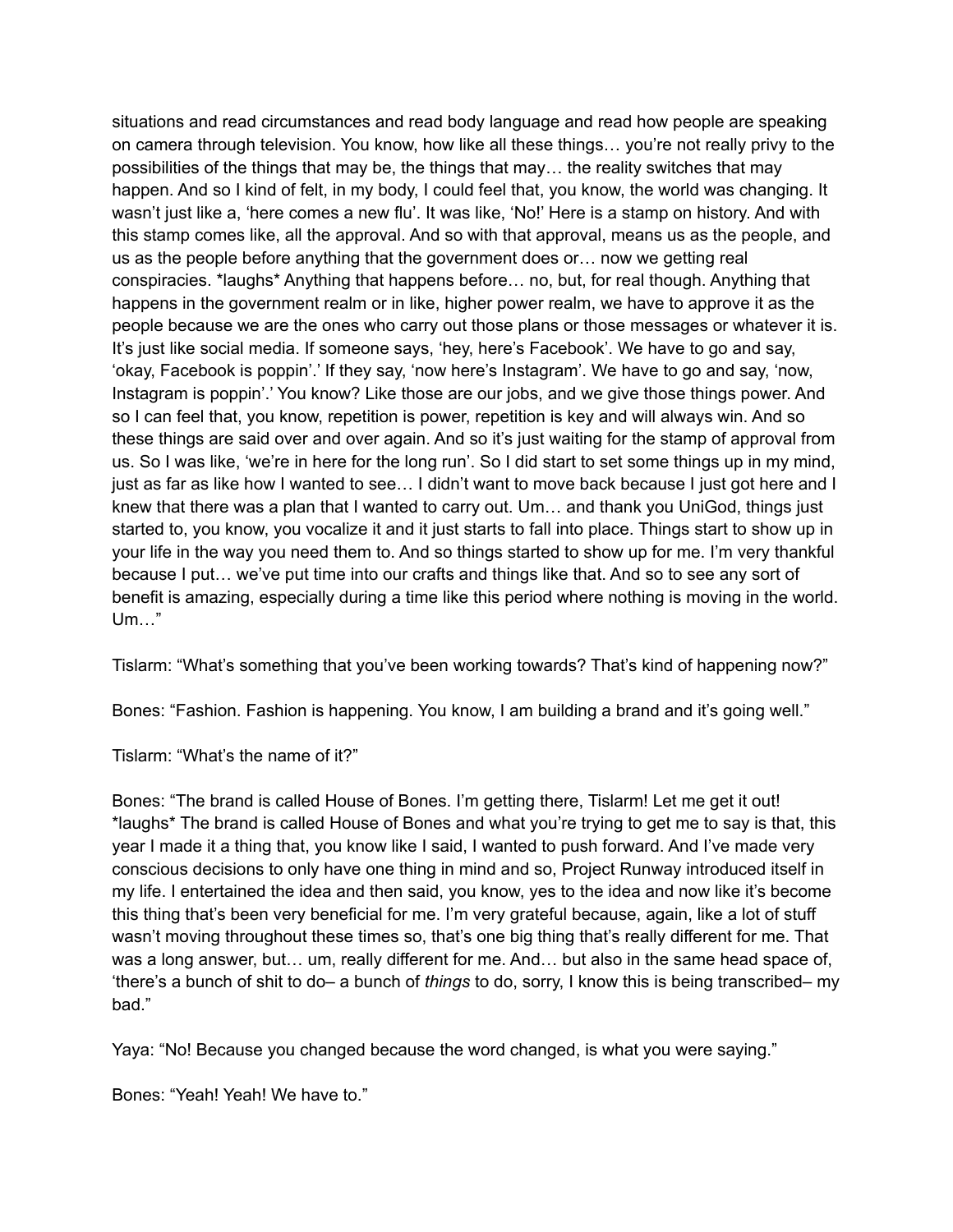situations and read circumstances and read body language and read how people are speaking on camera through television. You know, how like all these things… you're not really privy to the possibilities of the things that may be, the things that may… the reality switches that may happen. And so I kind of felt, in my body, I could feel that, you know, the world was changing. It wasn't just like a, 'here comes a new flu'. It was like, 'No!' Here is a stamp on history. And with this stamp comes like, all the approval. And so with that approval, means us as the people, and us as the people before anything that the government does or… now we getting real conspiracies. *laughs* Anything that happens before… no, but, for real though. Anything that happens in the government realm or in like, higher power realm, we have to approve it as the people because we are the ones who carry out those plans or those messages or whatever it is. It's just like social media. If someone says, 'hey, here's Facebook'. We have to go and say, 'okay, Facebook is poppin'.' If they say, 'now here's Instagram'. We have to go and say, 'now, Instagram is poppin'.' You know? Like those are our jobs, and we give those things power. And so I can feel that, you know, repetition is power, repetition is key and will always win. And so these things are said over and over again. And so it's just waiting for the stamp of approval from us. So I was like, 'we're in here for the long run'. So I did start to set some things up in my mind, just as far as like how I wanted to see… I didn't want to move back because I just got here and I knew that there was a plan that I wanted to carry out. Um… and thank you UniGod, things just started to, you know, you vocalize it and it just starts to fall into place. Things start to show up in your life in the way you need them to. And so things started to show up for me. I'm very thankful because I put… we've put time into our crafts and things like that. And so to see any sort of benefit is amazing, especially during a time like this period where nothing is moving in the world. Um…"

Tislarm: "What's something that you've been working towards? That's kind of happening now?"

Bones: "Fashion. Fashion is happening. You know, I am building a brand and it's going well."

Tislarm: "What's the name of it?"

Bones: "The brand is called House of Bones. I'm getting there, Tislarm! Let me get it out! *laughs* The brand is called House of Bones and what you're trying to get me to say is that, this year I made it a thing that, you know like I said, I wanted to push forward. And I've made very conscious decisions to only have one thing in mind and so, Project Runway introduced itself in my life. I entertained the idea and then said, you know, yes to the idea and now like it's become this thing that's been very beneficial for me. I'm very grateful because, again, like a lot of stuff wasn't moving throughout these times so, that's one big thing that's really different for me. That was a long answer, but… um, really different for me. And… but also in the same head space of, 'there's a bunch of shit to do– a bunch of *things* to do, sorry, I know this is being transcribed– my bad."

Yaya: "No! Because you changed because the word changed, is what you were saying."

Bones: "Yeah! Yeah! We have to."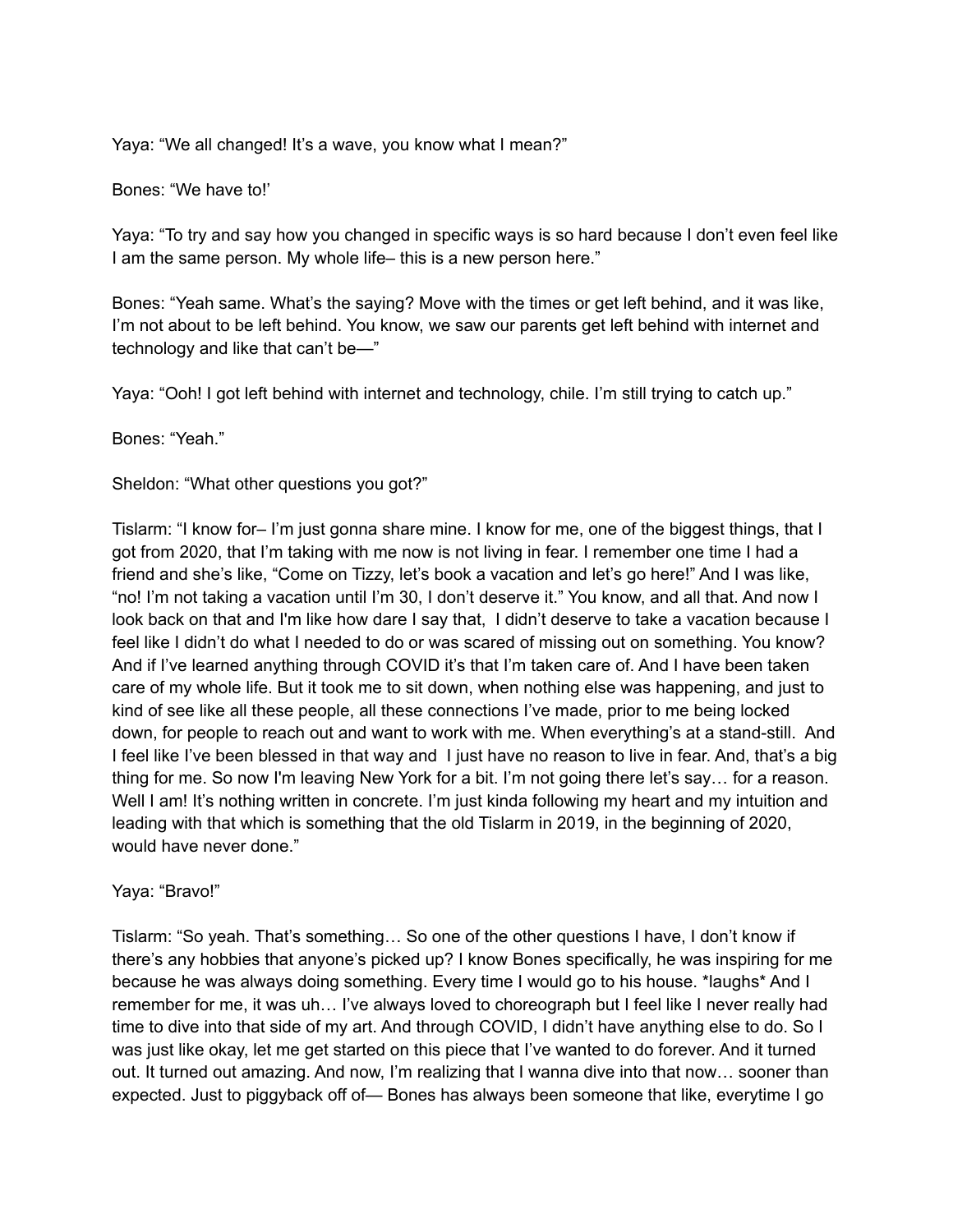Yaya: “We all changed! It’s a wave, you know what I mean?”

Bones: “We have to!’

Yaya: “To try and say how you changed in specific ways is so hard because I don’t even feel like I am the same person. My whole life– this is a new person here.”

Bones: “Yeah same. What’s the saying? Move with the times or get left behind, and it was like, I’m not about to be left behind. You know, we saw our parents get left behind with internet and technology and like that can’t be—”

Yaya: “Ooh! I got left behind with internet and technology, chile. I’m still trying to catch up.”

Bones: “Yeah.”

Sheldon: “What other questions you got?”

Tislarm: “I know for– I’m just gonna share mine. I know for me, one of the biggest things, that I got from 2020, that I’m taking with me now is not living in fear. I remember one time I had a friend and she’s like, “Come on Tizzy, let’s book a vacation and let’s go here!” And I was like, “no! I’m not taking a vacation until I’m 30, I don’t deserve it.” You know, and all that. And now I look back on that and I'm like how dare I say that, I didn’t deserve to take a vacation because I feel like I didn’t do what I needed to do or was scared of missing out on something. You know? And if I’ve learned anything through COVID it’s that I’m taken care of. And I have been taken care of my whole life. But it took me to sit down, when nothing else was happening, and just to kind of see like all these people, all these connections I’ve made, prior to me being locked down, for people to reach out and want to work with me. When everything’s at a stand-still. And I feel like I’ve been blessed in that way and I just have no reason to live in fear. And, that’s a big thing for me. So now I'm leaving New York for a bit. I’m not going there let’s say… for a reason. Well I am! It’s nothing written in concrete. I’m just kinda following my heart and my intuition and leading with that which is something that the old Tislarm in 2019, in the beginning of 2020, would have never done.”

Yaya: “Bravo!”

Tislarm: “So yeah. That’s something… So one of the other questions I have, I don’t know if there’s any hobbies that anyone’s picked up? I know Bones specifically, he was inspiring for me because he was always doing something. Every time I would go to his house. *laughs* And I remember for me, it was uh… I’ve always loved to choreograph but I feel like I never really had time to dive into that side of my art. And through COVID, I didn’t have anything else to do. So I was just like okay, let me get started on this piece that I’ve wanted to do forever. And it turned out. It turned out amazing. And now, I’m realizing that I wanna dive into that now… sooner than expected. Just to piggyback off of— Bones has always been someone that like, everytime I go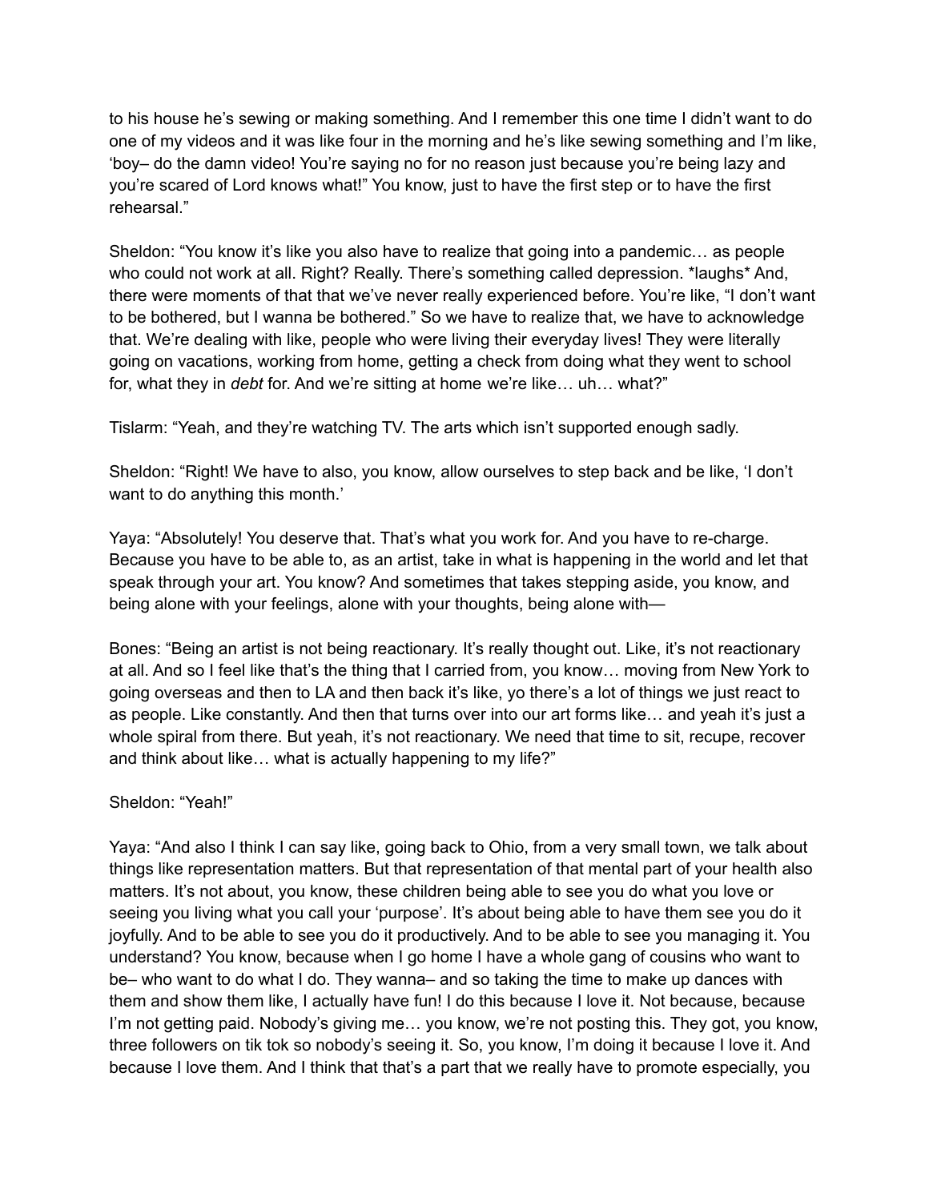to his house he's sewing or making something. And I remember this one time I didn't want to do one of my videos and it was like four in the morning and he's like sewing something and I'm like, 'boy– do the damn video! You're saying no for no reason just because you're being lazy and you're scared of Lord knows what!" You know, just to have the first step or to have the first rehearsal."

Sheldon: "You know it's like you also have to realize that going into a pandemic… as people who could not work at all. Right? Really. There's something called depression. *laughs* And, there were moments of that that we've never really experienced before. You're like, "I don't want to be bothered, but I wanna be bothered." So we have to realize that, we have to acknowledge that. We're dealing with like, people who were living their everyday lives! They were literally going on vacations, working from home, getting a check from doing what they went to school for, what they in *debt* for. And we're sitting at home we're like… uh… what?"

Tislarm: "Yeah, and they're watching TV. The arts which isn't supported enough sadly.

Sheldon: "Right! We have to also, you know, allow ourselves to step back and be like, 'I don't want to do anything this month.'

Yaya: "Absolutely! You deserve that. That's what you work for. And you have to re-charge. Because you have to be able to, as an artist, take in what is happening in the world and let that speak through your art. You know? And sometimes that takes stepping aside, you know, and being alone with your feelings, alone with your thoughts, being alone with—

Bones: "Being an artist is not being reactionary. It's really thought out. Like, it's not reactionary at all. And so I feel like that's the thing that I carried from, you know… moving from New York to going overseas and then to LA and then back it's like, yo there's a lot of things we just react to as people. Like constantly. And then that turns over into our art forms like… and yeah it's just a whole spiral from there. But yeah, it's not reactionary. We need that time to sit, recupe, recover and think about like… what is actually happening to my life?"

Sheldon: "Yeah!"

Yaya: "And also I think I can say like, going back to Ohio, from a very small town, we talk about things like representation matters. But that representation of that mental part of your health also matters. It's not about, you know, these children being able to see you do what you love or seeing you living what you call your 'purpose'. It's about being able to have them see you do it joyfully. And to be able to see you do it productively. And to be able to see you managing it. You understand? You know, because when I go home I have a whole gang of cousins who want to be– who want to do what I do. They wanna– and so taking the time to make up dances with them and show them like, I actually have fun! I do this because I love it. Not because, because I'm not getting paid. Nobody's giving me… you know, we're not posting this. They got, you know, three followers on tik tok so nobody's seeing it. So, you know, I'm doing it because I love it. And because I love them. And I think that that's a part that we really have to promote especially, you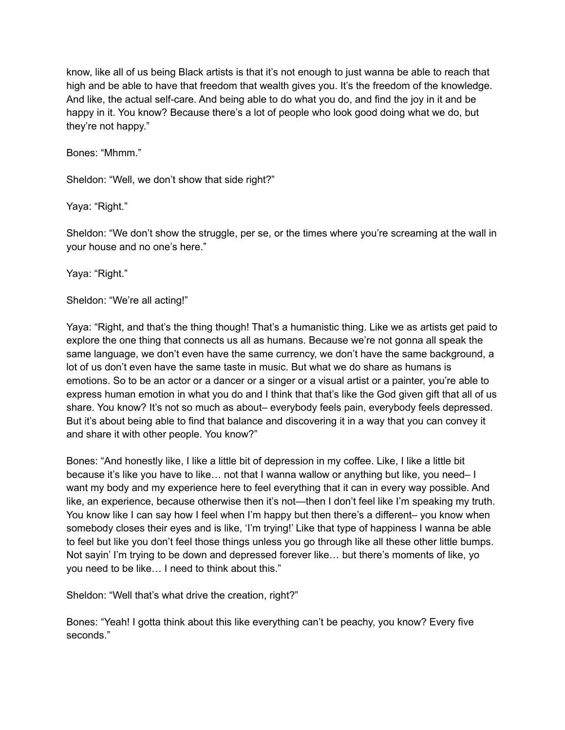know, like all of us being Black artists is that it's not enough to just wanna be able to reach that high and be able to have that freedom that wealth gives you. It's the freedom of the knowledge. And like, the actual self-care. And being able to do what you do, and find the joy in it and be happy in it. You know? Because there's a lot of people who look good doing what we do, but they're not happy."

Bones: "Mhmm."

Sheldon: "Well, we don't show that side right?"

Yaya: "Right."

Sheldon: "We don't show the struggle, per se, or the times where you're screaming at the wall in your house and no one's here."

Yaya: "Right."

Sheldon: "We're all acting!"

Yaya: "Right, and that's the thing though! That's a humanistic thing. Like we as artists get paid to explore the one thing that connects us all as humans. Because we're not gonna all speak the same language, we don't even have the same currency, we don't have the same background, a lot of us don't even have the same taste in music. But what we do share as humans is emotions. So to be an actor or a dancer or a singer or a visual artist or a painter, you're able to express human emotion in what you do and I think that that's like the God given gift that all of us share. You know? It's not so much as about– everybody feels pain, everybody feels depressed. But it's about being able to find that balance and discovering it in a way that you can convey it and share it with other people. You know?"

Bones: "And honestly like, I like a little bit of depression in my coffee. Like, I like a little bit because it's like you have to like… not that I wanna wallow or anything but like, you need– I want my body and my experience here to feel everything that it can in every way possible. And like, an experience, because otherwise then it's not—then I don't feel like I'm speaking my truth. You know like I can say how I feel when I'm happy but then there's a different– you know when somebody closes their eyes and is like, 'I'm trying!' Like that type of happiness I wanna be able to feel but like you don't feel those things unless you go through like all these other little bumps. Not sayin' I'm trying to be down and depressed forever like… but there's moments of like, yo you need to be like… I need to think about this."

Sheldon: "Well that's what drive the creation, right?"

Bones: "Yeah! I gotta think about this like everything can't be peachy, you know? Every five seconds."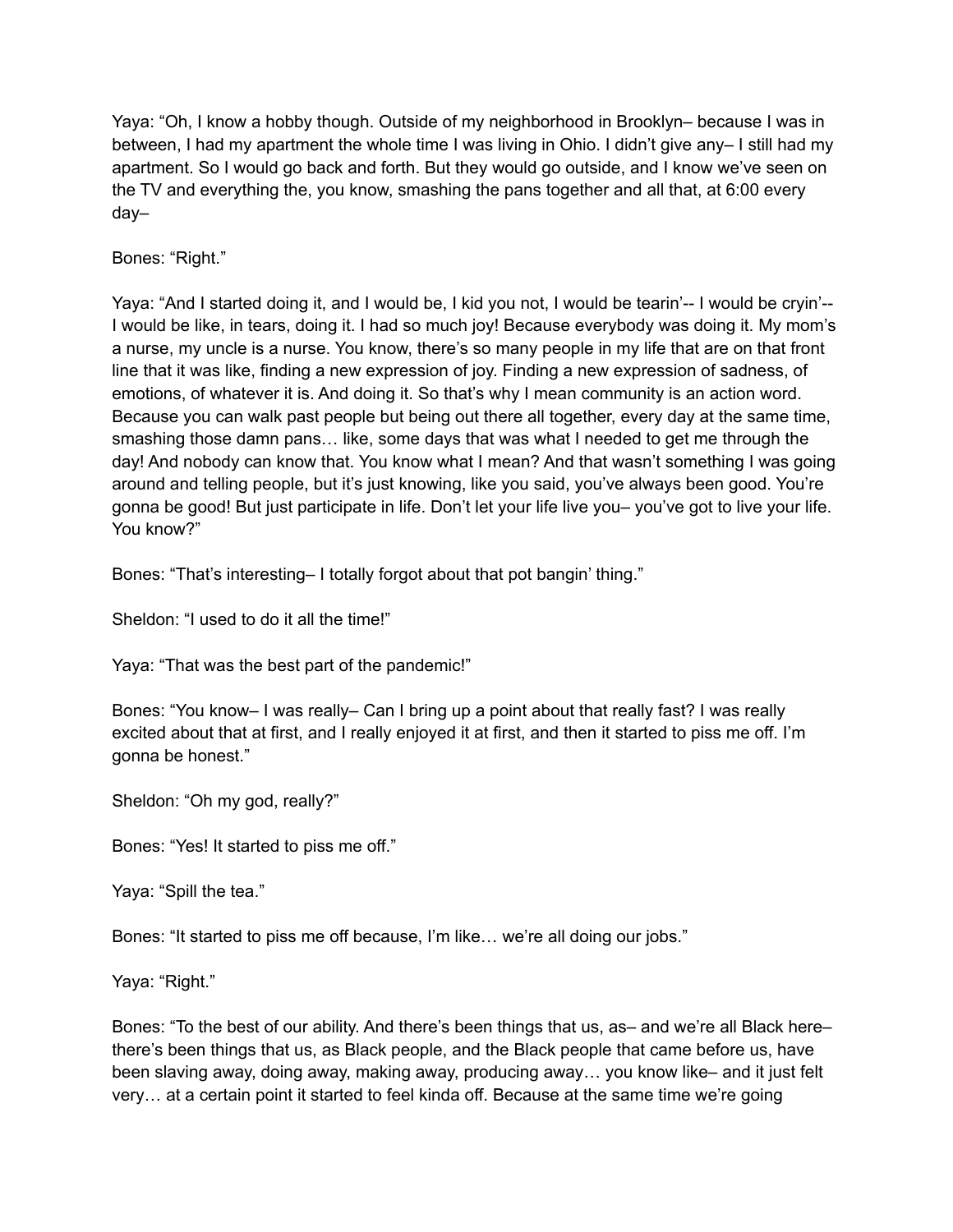Yaya: "Oh, I know a hobby though. Outside of my neighborhood in Brooklyn– because I was in between, I had my apartment the whole time I was living in Ohio. I didn't give any– I still had my apartment. So I would go back and forth. But they would go outside, and I know we've seen on the TV and everything the, you know, smashing the pans together and all that, at 6:00 every day–

Bones: "Right."

Yaya: "And I started doing it, and I would be, I kid you not, I would be tearin'-- I would be cryin'-- I would be like, in tears, doing it. I had so much joy! Because everybody was doing it. My mom's a nurse, my uncle is a nurse. You know, there's so many people in my life that are on that front line that it was like, finding a new expression of joy. Finding a new expression of sadness, of emotions, of whatever it is. And doing it. So that's why I mean community is an action word. Because you can walk past people but being out there all together, every day at the same time, smashing those damn pans… like, some days that was what I needed to get me through the day! And nobody can know that. You know what I mean? And that wasn't something I was going around and telling people, but it's just knowing, like you said, you've always been good. You're gonna be good! But just participate in life. Don't let your life live you– you've got to live your life. You know?"

Bones: "That's interesting– I totally forgot about that pot bangin' thing."

Sheldon: "I used to do it all the time!"

Yaya: "That was the best part of the pandemic!"

Bones: "You know– I was really– Can I bring up a point about that really fast? I was really excited about that at first, and I really enjoyed it at first, and then it started to piss me off. I'm gonna be honest."

Sheldon: "Oh my god, really?"

Bones: "Yes! It started to piss me off."

Yaya: "Spill the tea."

Bones: "It started to piss me off because, I'm like… we're all doing our jobs."

Yaya: "Right."

Bones: "To the best of our ability. And there's been things that us, as– and we're all Black here– there's been things that us, as Black people, and the Black people that came before us, have been slaving away, doing away, making away, producing away… you know like– and it just felt very… at a certain point it started to feel kinda off. Because at the same time we're going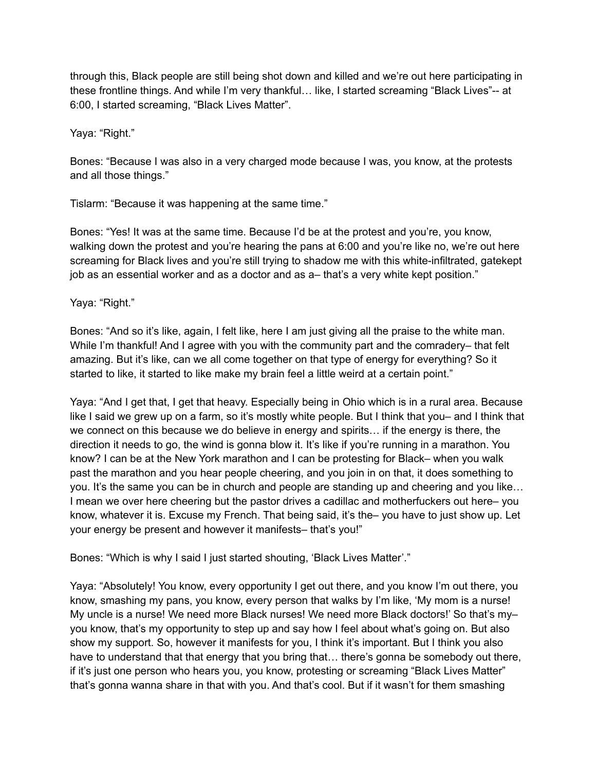through this, Black people are still being shot down and killed and we're out here participating in these frontline things. And while I'm very thankful… like, I started screaming "Black Lives"-- at 6:00, I started screaming, "Black Lives Matter".

Yaya: "Right."

Bones: "Because I was also in a very charged mode because I was, you know, at the protests and all those things."

Tislarm: "Because it was happening at the same time."

Bones: "Yes! It was at the same time. Because I'd be at the protest and you're, you know, walking down the protest and you're hearing the pans at 6:00 and you're like no, we're out here screaming for Black lives and you're still trying to shadow me with this white-infiltrated, gatekept job as an essential worker and as a doctor and as a– that's a very white kept position."

Yaya: "Right."

Bones: "And so it's like, again, I felt like, here I am just giving all the praise to the white man. While I'm thankful! And I agree with you with the community part and the comradery– that felt amazing. But it's like, can we all come together on that type of energy for everything? So it started to like, it started to like make my brain feel a little weird at a certain point."

Yaya: "And I get that, I get that heavy. Especially being in Ohio which is in a rural area. Because like I said we grew up on a farm, so it's mostly white people. But I think that you– and I think that we connect on this because we do believe in energy and spirits… if the energy is there, the direction it needs to go, the wind is gonna blow it. It's like if you're running in a marathon. You know? I can be at the New York marathon and I can be protesting for Black– when you walk past the marathon and you hear people cheering, and you join in on that, it does something to you. It's the same you can be in church and people are standing up and cheering and you like… I mean we over here cheering but the pastor drives a cadillac and motherfuckers out here– you know, whatever it is. Excuse my French. That being said, it's the– you have to just show up. Let your energy be present and however it manifests– that's you!"

Bones: "Which is why I said I just started shouting, 'Black Lives Matter'."

Yaya: "Absolutely! You know, every opportunity I get out there, and you know I'm out there, you know, smashing my pans, you know, every person that walks by I'm like, 'My mom is a nurse! My uncle is a nurse! We need more Black nurses! We need more Black doctors!' So that's my– you know, that's my opportunity to step up and say how I feel about what's going on. But also show my support. So, however it manifests for you, I think it's important. But I think you also have to understand that that energy that you bring that… there's gonna be somebody out there, if it's just one person who hears you, you know, protesting or screaming "Black Lives Matter" that's gonna wanna share in that with you. And that's cool. But if it wasn't for them smashing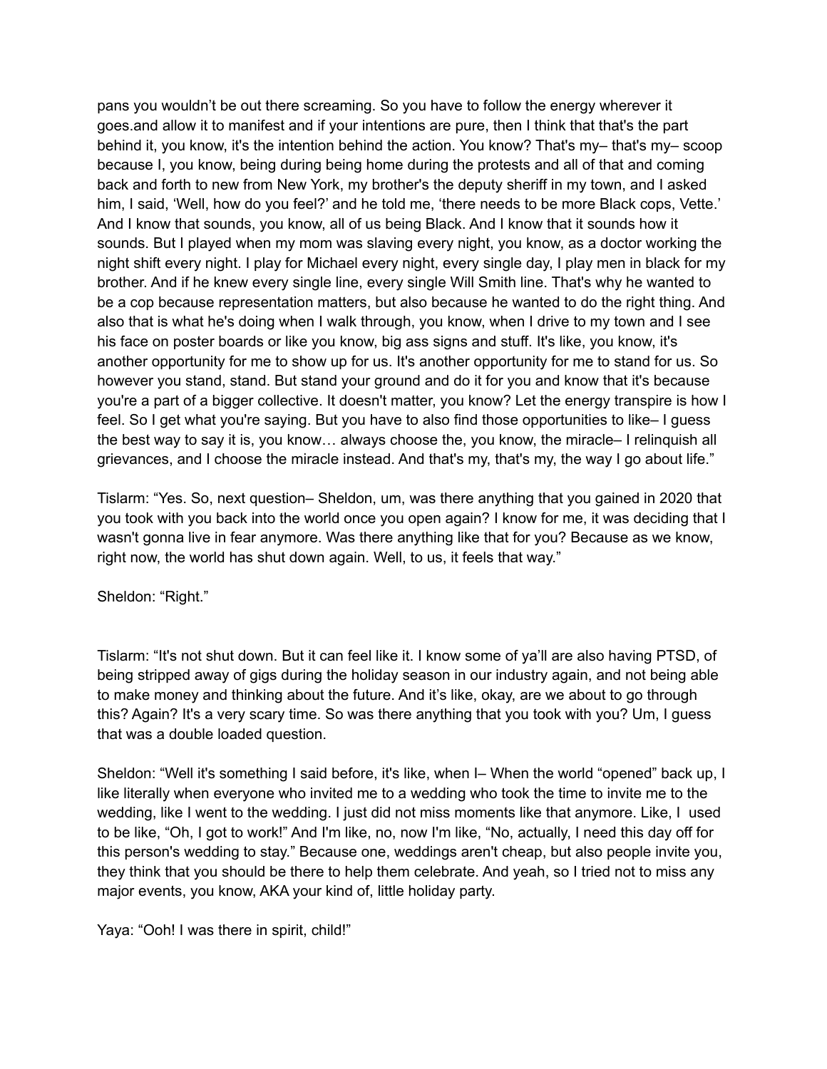pans you wouldn't be out there screaming. So you have to follow the energy wherever it goes.and allow it to manifest and if your intentions are pure, then I think that that's the part behind it, you know, it's the intention behind the action. You know? That's my– that's my– scoop because I, you know, being during being home during the protests and all of that and coming back and forth to new from New York, my brother's the deputy sheriff in my town, and I asked him, I said, 'Well, how do you feel?' and he told me, 'there needs to be more Black cops, Vette.' And I know that sounds, you know, all of us being Black. And I know that it sounds how it sounds. But I played when my mom was slaving every night, you know, as a doctor working the night shift every night. I play for Michael every night, every single day, I play men in black for my brother. And if he knew every single line, every single Will Smith line. That's why he wanted to be a cop because representation matters, but also because he wanted to do the right thing. And also that is what he's doing when I walk through, you know, when I drive to my town and I see his face on poster boards or like you know, big ass signs and stuff. It's like, you know, it's another opportunity for me to show up for us. It's another opportunity for me to stand for us. So however you stand, stand. But stand your ground and do it for you and know that it's because you're a part of a bigger collective. It doesn't matter, you know? Let the energy transpire is how I feel. So I get what you're saying. But you have to also find those opportunities to like– I guess the best way to say it is, you know… always choose the, you know, the miracle– I relinquish all grievances, and I choose the miracle instead. And that's my, that's my, the way I go about life."

Tislarm: "Yes. So, next question– Sheldon, um, was there anything that you gained in 2020 that you took with you back into the world once you open again? I know for me, it was deciding that I wasn't gonna live in fear anymore. Was there anything like that for you? Because as we know, right now, the world has shut down again. Well, to us, it feels that way."

Sheldon: "Right."

Tislarm: "It's not shut down. But it can feel like it. I know some of ya'll are also having PTSD, of being stripped away of gigs during the holiday season in our industry again, and not being able to make money and thinking about the future. And it's like, okay, are we about to go through this? Again? It's a very scary time. So was there anything that you took with you? Um, I guess that was a double loaded question.

Sheldon: "Well it's something I said before, it's like, when I– When the world "opened" back up, I like literally when everyone who invited me to a wedding who took the time to invite me to the wedding, like I went to the wedding. I just did not miss moments like that anymore. Like, I used to be like, "Oh, I got to work!" And I'm like, no, now I'm like, "No, actually, I need this day off for this person's wedding to stay." Because one, weddings aren't cheap, but also people invite you, they think that you should be there to help them celebrate. And yeah, so I tried not to miss any major events, you know, AKA your kind of, little holiday party.

Yaya: "Ooh! I was there in spirit, child!"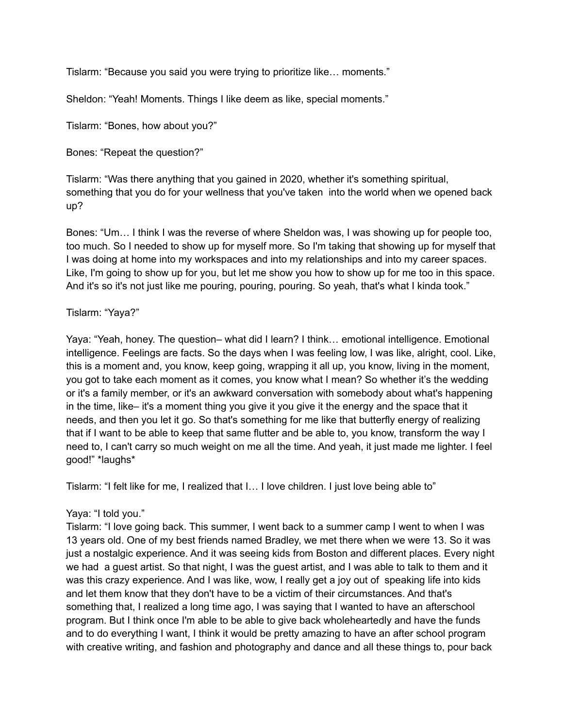Tislarm: "Because you said you were trying to prioritize like… moments."

Sheldon: "Yeah! Moments. Things I like deem as like, special moments."

Tislarm: "Bones, how about you?"

Bones: "Repeat the question?"

Tislarm: "Was there anything that you gained in 2020, whether it's something spiritual, something that you do for your wellness that you've taken into the world when we opened back up?

Bones: "Um… I think I was the reverse of where Sheldon was, I was showing up for people too, too much. So I needed to show up for myself more. So I'm taking that showing up for myself that I was doing at home into my workspaces and into my relationships and into my career spaces. Like, I'm going to show up for you, but let me show you how to show up for me too in this space. And it's so it's not just like me pouring, pouring, pouring. So yeah, that's what I kinda took."

Tislarm: "Yaya?"

Yaya: "Yeah, honey. The question– what did I learn? I think… emotional intelligence. Emotional intelligence. Feelings are facts. So the days when I was feeling low, I was like, alright, cool. Like, this is a moment and, you know, keep going, wrapping it all up, you know, living in the moment, you got to take each moment as it comes, you know what I mean? So whether it's the wedding or it's a family member, or it's an awkward conversation with somebody about what's happening in the time, like– it's a moment thing you give it you give it the energy and the space that it needs, and then you let it go. So that's something for me like that butterfly energy of realizing that if I want to be able to keep that same flutter and be able to, you know, transform the way I need to, I can't carry so much weight on me all the time. And yeah, it just made me lighter. I feel good!" *laughs*

Tislarm: "I felt like for me, I realized that I… I love children. I just love being able to"

Yaya: "I told you."

Tislarm: "I love going back. This summer, I went back to a summer camp I went to when I was 13 years old. One of my best friends named Bradley, we met there when we were 13. So it was just a nostalgic experience. And it was seeing kids from Boston and different places. Every night we had a guest artist. So that night, I was the guest artist, and I was able to talk to them and it was this crazy experience. And I was like, wow, I really get a joy out of speaking life into kids and let them know that they don't have to be a victim of their circumstances. And that's something that, I realized a long time ago, I was saying that I wanted to have an afterschool program. But I think once I'm able to be able to give back wholeheartedly and have the funds and to do everything I want, I think it would be pretty amazing to have an after school program with creative writing, and fashion and photography and dance and all these things to, pour back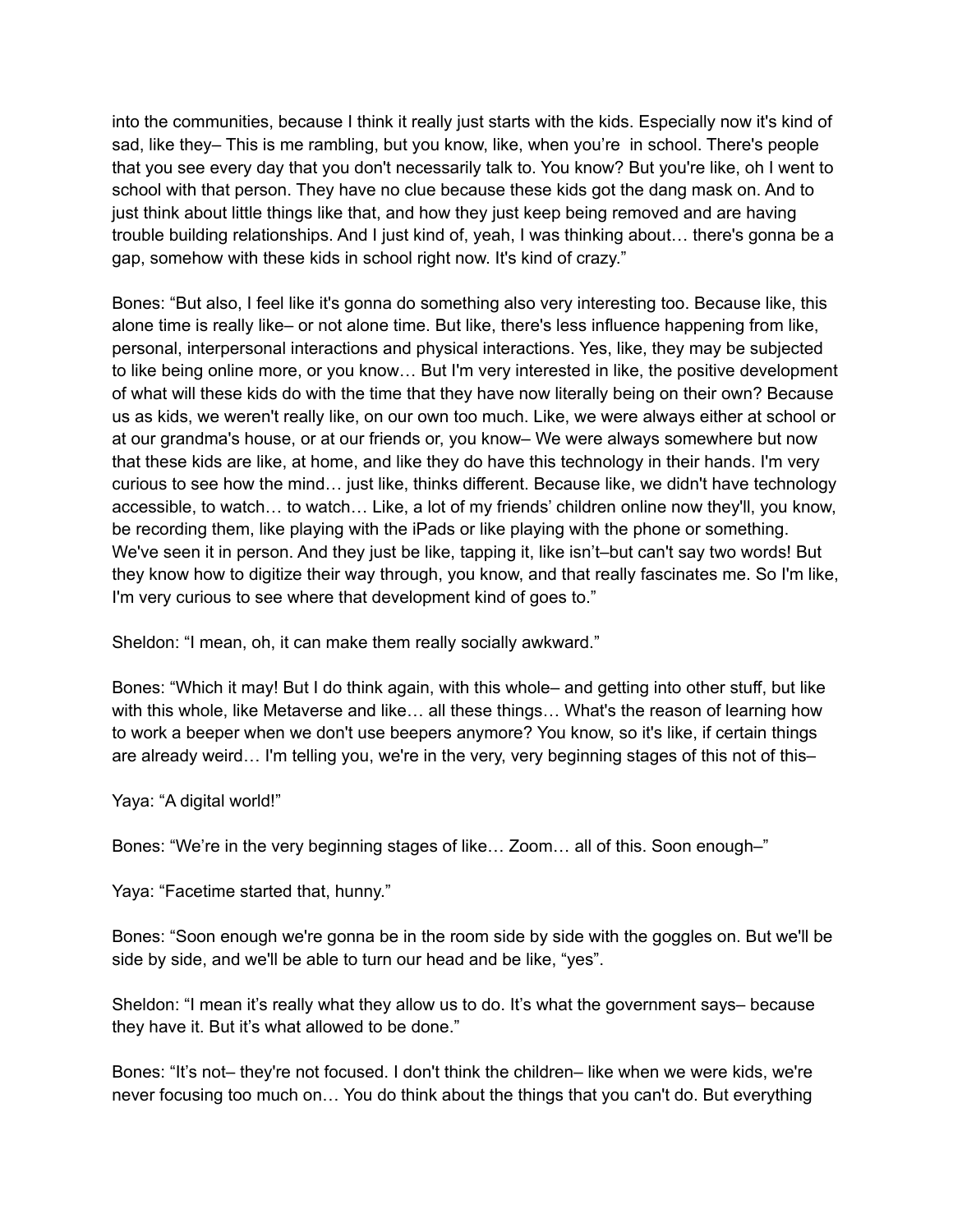into the communities, because I think it really just starts with the kids. Especially now it's kind of sad, like they– This is me rambling, but you know, like, when you're in school. There's people that you see every day that you don't necessarily talk to. You know? But you're like, oh I went to school with that person. They have no clue because these kids got the dang mask on. And to just think about little things like that, and how they just keep being removed and are having trouble building relationships. And I just kind of, yeah, I was thinking about… there's gonna be a gap, somehow with these kids in school right now. It's kind of crazy."

Bones: "But also, I feel like it's gonna do something also very interesting too. Because like, this alone time is really like– or not alone time. But like, there's less influence happening from like, personal, interpersonal interactions and physical interactions. Yes, like, they may be subjected to like being online more, or you know… But I'm very interested in like, the positive development of what will these kids do with the time that they have now literally being on their own? Because us as kids, we weren't really like, on our own too much. Like, we were always either at school or at our grandma's house, or at our friends or, you know– We were always somewhere but now that these kids are like, at home, and like they do have this technology in their hands. I'm very curious to see how the mind… just like, thinks different. Because like, we didn't have technology accessible, to watch… to watch… Like, a lot of my friends' children online now they'll, you know, be recording them, like playing with the iPads or like playing with the phone or something. We've seen it in person. And they just be like, tapping it, like isn't–but can't say two words! But they know how to digitize their way through, you know, and that really fascinates me. So I'm like, I'm very curious to see where that development kind of goes to."

Sheldon: "I mean, oh, it can make them really socially awkward."

Bones: "Which it may! But I do think again, with this whole– and getting into other stuff, but like with this whole, like Metaverse and like… all these things… What's the reason of learning how to work a beeper when we don't use beepers anymore? You know, so it's like, if certain things are already weird… I'm telling you, we're in the very, very beginning stages of this not of this–

Yaya: "A digital world!"

Bones: "We're in the very beginning stages of like… Zoom… all of this. Soon enough–"

Yaya: "Facetime started that, hunny."

Bones: "Soon enough we're gonna be in the room side by side with the goggles on. But we'll be side by side, and we'll be able to turn our head and be like, "yes".

Sheldon: "I mean it's really what they allow us to do. It's what the government says– because they have it. But it's what allowed to be done."

Bones: "It's not– they're not focused. I don't think the children– like when we were kids, we're never focusing too much on… You do think about the things that you can't do. But everything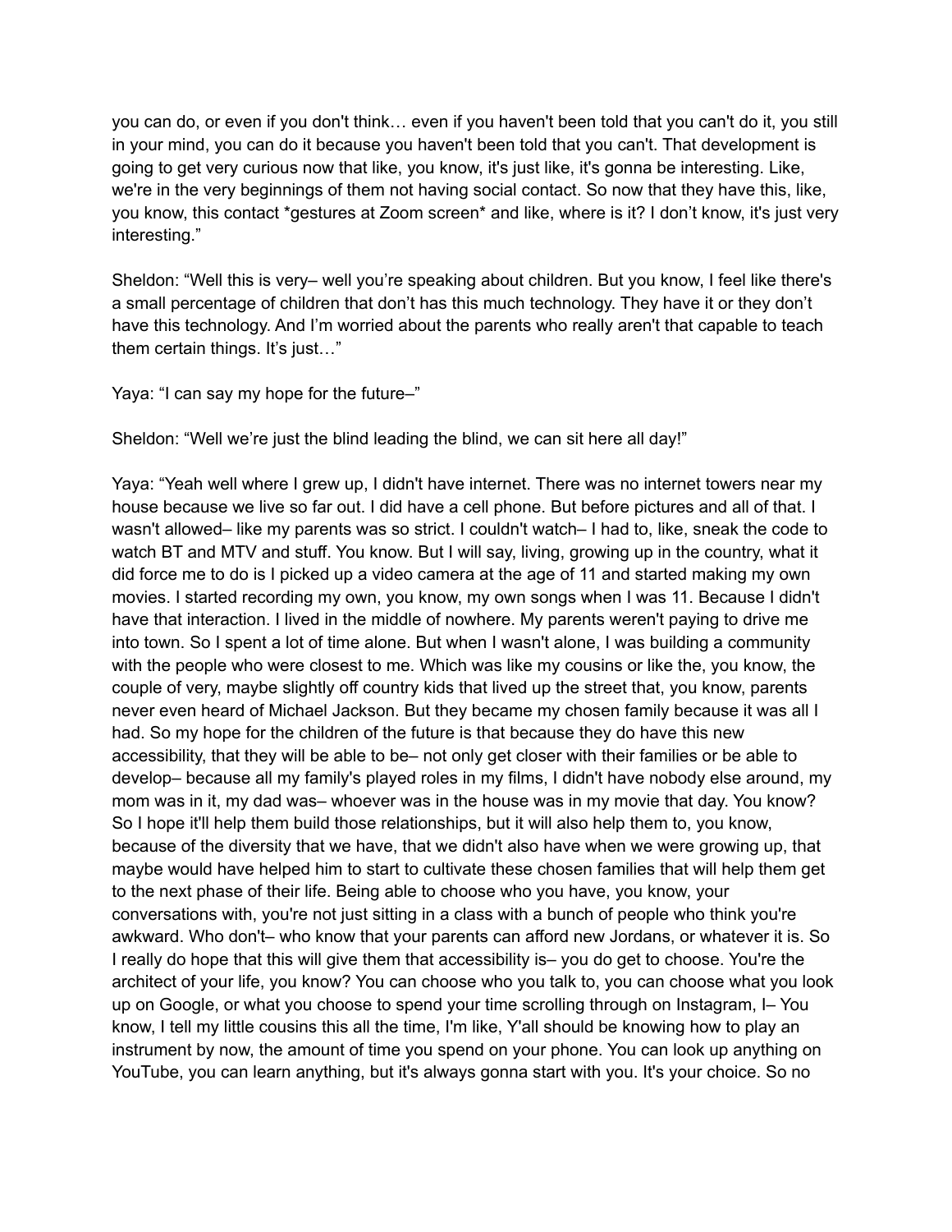you can do, or even if you don't think… even if you haven't been told that you can't do it, you still in your mind, you can do it because you haven't been told that you can't. That development is going to get very curious now that like, you know, it's just like, it's gonna be interesting. Like, we're in the very beginnings of them not having social contact. So now that they have this, like, you know, this contact *gestures at Zoom screen* and like, where is it? I don't know, it's just very interesting."

Sheldon: "Well this is very– well you're speaking about children. But you know, I feel like there's a small percentage of children that don't has this much technology. They have it or they don't have this technology. And I'm worried about the parents who really aren't that capable to teach them certain things. It's just…"

Yaya: "I can say my hope for the future–"

Sheldon: "Well we're just the blind leading the blind, we can sit here all day!"

Yaya: "Yeah well where I grew up, I didn't have internet. There was no internet towers near my house because we live so far out. I did have a cell phone. But before pictures and all of that. I wasn't allowed– like my parents was so strict. I couldn't watch– I had to, like, sneak the code to watch BT and MTV and stuff. You know. But I will say, living, growing up in the country, what it did force me to do is I picked up a video camera at the age of 11 and started making my own movies. I started recording my own, you know, my own songs when I was 11. Because I didn't have that interaction. I lived in the middle of nowhere. My parents weren't paying to drive me into town. So I spent a lot of time alone. But when I wasn't alone, I was building a community with the people who were closest to me. Which was like my cousins or like the, you know, the couple of very, maybe slightly off country kids that lived up the street that, you know, parents never even heard of Michael Jackson. But they became my chosen family because it was all I had. So my hope for the children of the future is that because they do have this new accessibility, that they will be able to be– not only get closer with their families or be able to develop– because all my family's played roles in my films, I didn't have nobody else around, my mom was in it, my dad was– whoever was in the house was in my movie that day. You know? So I hope it'll help them build those relationships, but it will also help them to, you know, because of the diversity that we have, that we didn't also have when we were growing up, that maybe would have helped him to start to cultivate these chosen families that will help them get to the next phase of their life. Being able to choose who you have, you know, your conversations with, you're not just sitting in a class with a bunch of people who think you're awkward. Who don't– who know that your parents can afford new Jordans, or whatever it is. So I really do hope that this will give them that accessibility is– you do get to choose. You're the architect of your life, you know? You can choose who you talk to, you can choose what you look up on Google, or what you choose to spend your time scrolling through on Instagram, I– You know, I tell my little cousins this all the time, I'm like, Y'all should be knowing how to play an instrument by now, the amount of time you spend on your phone. You can look up anything on YouTube, you can learn anything, but it's always gonna start with you. It's your choice. So no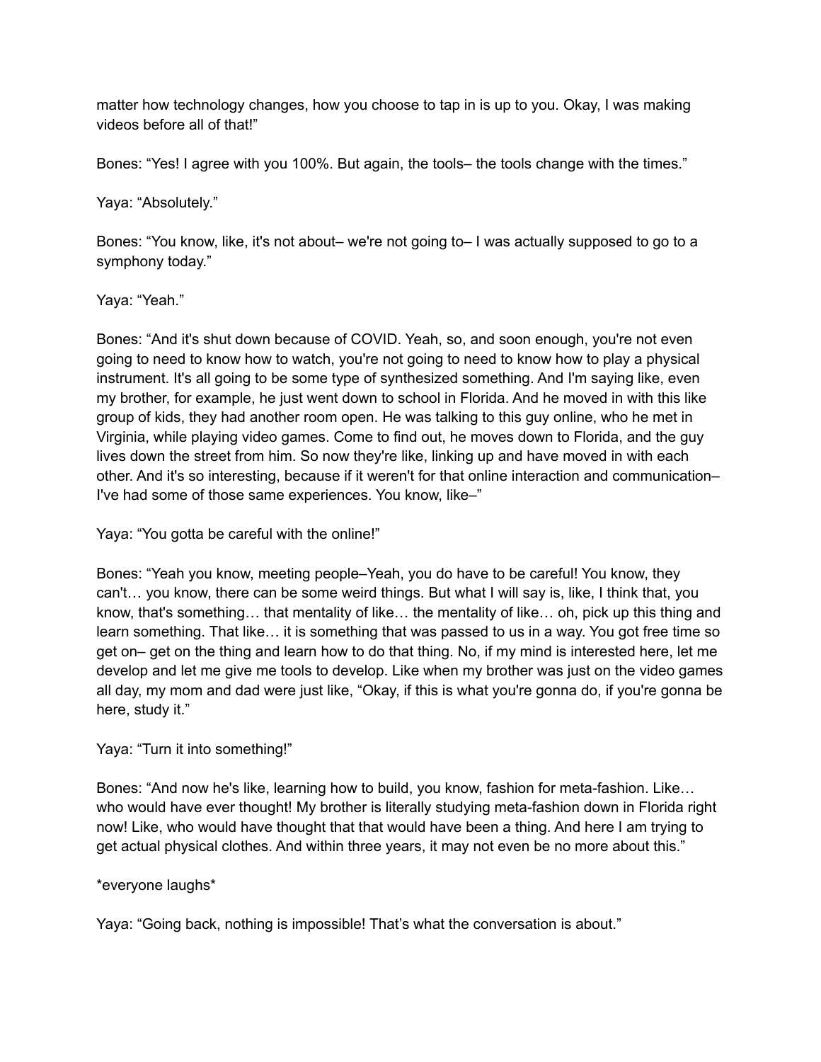matter how technology changes, how you choose to tap in is up to you. Okay, I was making videos before all of that!"

Bones: "Yes! I agree with you 100%. But again, the tools– the tools change with the times."

Yaya: "Absolutely."

Bones: "You know, like, it's not about– we're not going to– I was actually supposed to go to a symphony today."

Yaya: "Yeah."

Bones: "And it's shut down because of COVID. Yeah, so, and soon enough, you're not even going to need to know how to watch, you're not going to need to know how to play a physical instrument. It's all going to be some type of synthesized something. And I'm saying like, even my brother, for example, he just went down to school in Florida. And he moved in with this like group of kids, they had another room open. He was talking to this guy online, who he met in Virginia, while playing video games. Come to find out, he moves down to Florida, and the guy lives down the street from him. So now they're like, linking up and have moved in with each other. And it's so interesting, because if it weren't for that online interaction and communication– I've had some of those same experiences. You know, like–"

Yaya: "You gotta be careful with the online!"

Bones: "Yeah you know, meeting people–Yeah, you do have to be careful! You know, they can't… you know, there can be some weird things. But what I will say is, like, I think that, you know, that's something… that mentality of like… the mentality of like… oh, pick up this thing and learn something. That like… it is something that was passed to us in a way. You got free time so get on– get on the thing and learn how to do that thing. No, if my mind is interested here, let me develop and let me give me tools to develop. Like when my brother was just on the video games all day, my mom and dad were just like, "Okay, if this is what you're gonna do, if you're gonna be here, study it."

Yaya: "Turn it into something!"

Bones: "And now he's like, learning how to build, you know, fashion for meta-fashion. Like… who would have ever thought! My brother is literally studying meta-fashion down in Florida right now! Like, who would have thought that that would have been a thing. And here I am trying to get actual physical clothes. And within three years, it may not even be no more about this."

*everyone laughs*

Yaya: "Going back, nothing is impossible! That's what the conversation is about."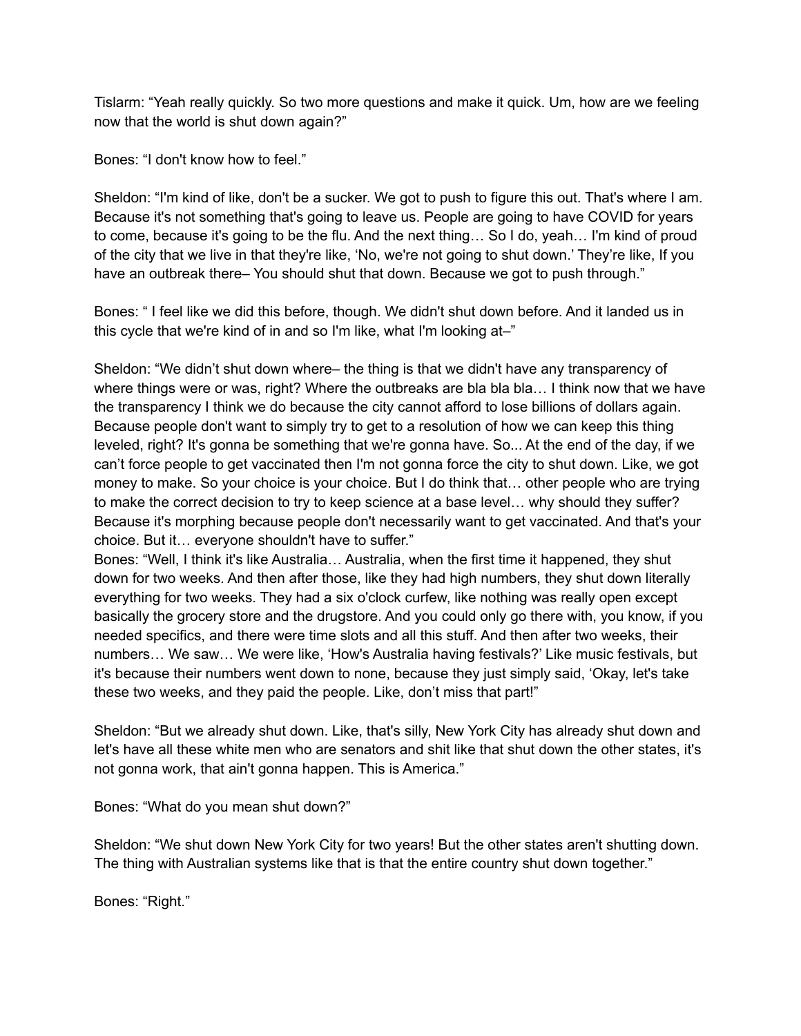Tislarm: "Yeah really quickly. So two more questions and make it quick. Um, how are we feeling now that the world is shut down again?"

Bones: "I don't know how to feel."

Sheldon: "I'm kind of like, don't be a sucker. We got to push to figure this out. That's where I am. Because it's not something that's going to leave us. People are going to have COVID for years to come, because it's going to be the flu. And the next thing… So I do, yeah… I'm kind of proud of the city that we live in that they're like, 'No, we're not going to shut down.' They're like, If you have an outbreak there– You should shut that down. Because we got to push through."

Bones: " I feel like we did this before, though. We didn't shut down before. And it landed us in this cycle that we're kind of in and so I'm like, what I'm looking at–"

Sheldon: "We didn't shut down where– the thing is that we didn't have any transparency of where things were or was, right? Where the outbreaks are bla bla bla… I think now that we have the transparency I think we do because the city cannot afford to lose billions of dollars again. Because people don't want to simply try to get to a resolution of how we can keep this thing leveled, right? It's gonna be something that we're gonna have. So... At the end of the day, if we can't force people to get vaccinated then I'm not gonna force the city to shut down. Like, we got money to make. So your choice is your choice. But I do think that… other people who are trying to make the correct decision to try to keep science at a base level… why should they suffer? Because it's morphing because people don't necessarily want to get vaccinated. And that's your choice. But it… everyone shouldn't have to suffer."

Bones: "Well, I think it's like Australia… Australia, when the first time it happened, they shut down for two weeks. And then after those, like they had high numbers, they shut down literally everything for two weeks. They had a six o'clock curfew, like nothing was really open except basically the grocery store and the drugstore. And you could only go there with, you know, if you needed specifics, and there were time slots and all this stuff. And then after two weeks, their numbers… We saw… We were like, 'How's Australia having festivals?' Like music festivals, but it's because their numbers went down to none, because they just simply said, 'Okay, let's take these two weeks, and they paid the people. Like, don't miss that part!"

Sheldon: "But we already shut down. Like, that's silly, New York City has already shut down and let's have all these white men who are senators and shit like that shut down the other states, it's not gonna work, that ain't gonna happen. This is America."

Bones: "What do you mean shut down?"

Sheldon: "We shut down New York City for two years! But the other states aren't shutting down. The thing with Australian systems like that is that the entire country shut down together."

Bones: "Right."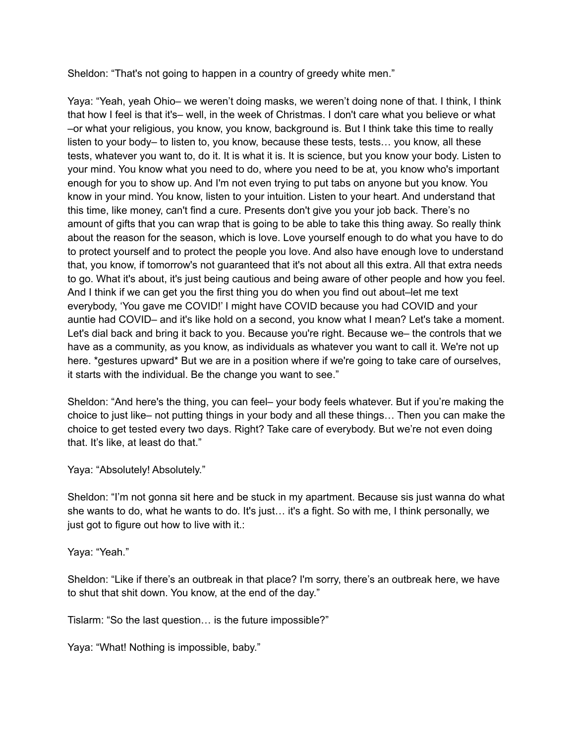Sheldon: "That's not going to happen in a country of greedy white men."

Yaya: "Yeah, yeah Ohio– we weren't doing masks, we weren't doing none of that. I think, I think that how I feel is that it's– well, in the week of Christmas. I don't care what you believe or what –or what your religious, you know, you know, background is. But I think take this time to really listen to your body– to listen to, you know, because these tests, tests… you know, all these tests, whatever you want to, do it. It is what it is. It is science, but you know your body. Listen to your mind. You know what you need to do, where you need to be at, you know who's important enough for you to show up. And I'm not even trying to put tabs on anyone but you know. You know in your mind. You know, listen to your intuition. Listen to your heart. And understand that this time, like money, can't find a cure. Presents don't give you your job back. There's no amount of gifts that you can wrap that is going to be able to take this thing away. So really think about the reason for the season, which is love. Love yourself enough to do what you have to do to protect yourself and to protect the people you love. And also have enough love to understand that, you know, if tomorrow's not guaranteed that it's not about all this extra. All that extra needs to go. What it's about, it's just being cautious and being aware of other people and how you feel. And I think if we can get you the first thing you do when you find out about–let me text everybody, 'You gave me COVID!' I might have COVID because you had COVID and your auntie had COVID– and it's like hold on a second, you know what I mean? Let's take a moment. Let's dial back and bring it back to you. Because you're right. Because we– the controls that we have as a community, as you know, as individuals as whatever you want to call it. We're not up here. *gestures upward* But we are in a position where if we're going to take care of ourselves, it starts with the individual. Be the change you want to see."

Sheldon: "And here's the thing, you can feel– your body feels whatever. But if you're making the choice to just like– not putting things in your body and all these things… Then you can make the choice to get tested every two days. Right? Take care of everybody. But we're not even doing that. It's like, at least do that."

Yaya: "Absolutely! Absolutely."

Sheldon: "I'm not gonna sit here and be stuck in my apartment. Because sis just wanna do what she wants to do, what he wants to do. It's just… it's a fight. So with me, I think personally, we just got to figure out how to live with it.:

Yaya: "Yeah."

Sheldon: "Like if there's an outbreak in that place? I'm sorry, there's an outbreak here, we have to shut that shit down. You know, at the end of the day."

Tislarm: "So the last question… is the future impossible?"

Yaya: "What! Nothing is impossible, baby."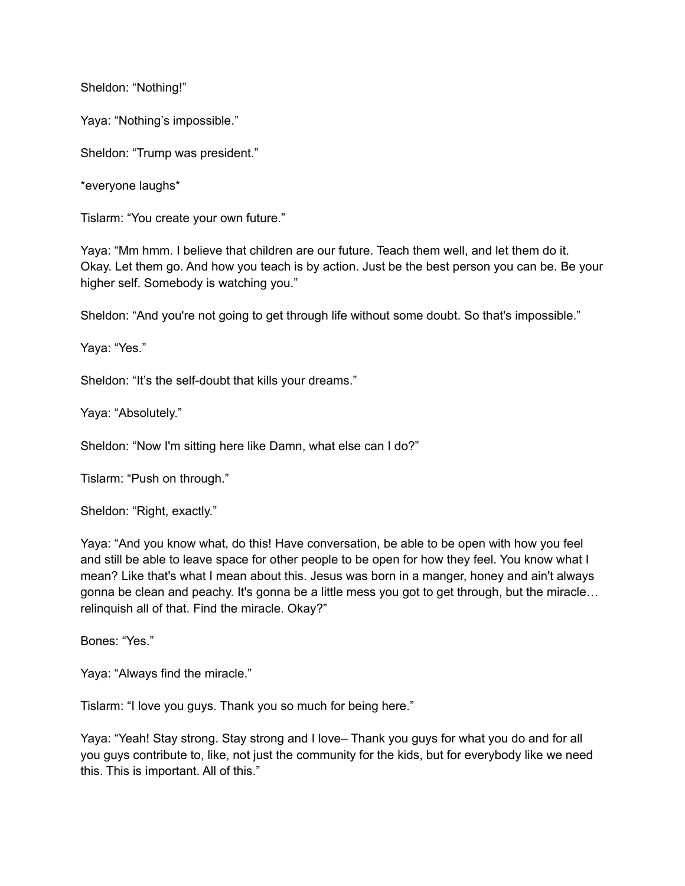Sheldon: “Nothing!”

Yaya: “Nothing’s impossible.”

Sheldon: “Trump was president.”

*everyone laughs*

Tislarm: “You create your own future.”

Yaya: “Mm hmm. I believe that children are our future. Teach them well, and let them do it. Okay. Let them go. And how you teach is by action. Just be the best person you can be. Be your higher self. Somebody is watching you.”

Sheldon: “And you're not going to get through life without some doubt. So that's impossible.”

Yaya: “Yes.”

Sheldon: “It’s the self-doubt that kills your dreams.”

Yaya: “Absolutely.”

Sheldon: “Now I'm sitting here like Damn, what else can I do?”

Tislarm: “Push on through.”

Sheldon: “Right, exactly.”

Yaya: “And you know what, do this! Have conversation, be able to be open with how you feel and still be able to leave space for other people to be open for how they feel. You know what I mean? Like that's what I mean about this. Jesus was born in a manger, honey and ain't always gonna be clean and peachy. It's gonna be a little mess you got to get through, but the miracle… relinquish all of that. Find the miracle. Okay?”

Bones: “Yes.”

Yaya: “Always find the miracle.”

Tislarm: “I love you guys. Thank you so much for being here.”

Yaya: “Yeah! Stay strong. Stay strong and I love– Thank you guys for what you do and for all you guys contribute to, like, not just the community for the kids, but for everybody like we need this. This is important. All of this.”